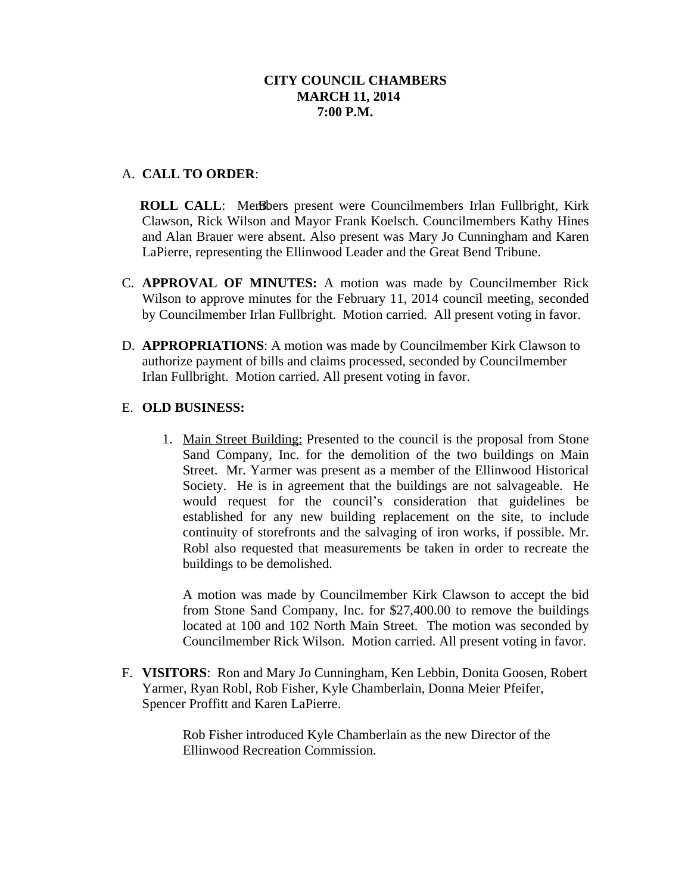**CITY COUNCIL CHAMBERS**
**MARCH 11, 2014**
**7:00 P.M.**

A. **CALL TO ORDER**:

**ROLL CALL**: Members present were Councilmembers Irlan Fullbright, Kirk Clawson, Rick Wilson and Mayor Frank Koelsch. Councilmembers Kathy Hines and Alan Brauer were absent. Also present was Mary Jo Cunningham and Karen LaPierre, representing the Ellinwood Leader and the Great Bend Tribune.

C. **APPROVAL OF MINUTES:** A motion was made by Councilmember Rick Wilson to approve minutes for the February 11, 2014 council meeting, seconded by Councilmember Irlan Fullbright. Motion carried. All present voting in favor.

D. **APPROPRIATIONS**: A motion was made by Councilmember Kirk Clawson to authorize payment of bills and claims processed, seconded by Councilmember Irlan Fullbright. Motion carried. All present voting in favor.

E. **OLD BUSINESS:**

1. Main Street Building: Presented to the council is the proposal from Stone Sand Company, Inc. for the demolition of the two buildings on Main Street. Mr. Yarmer was present as a member of the Ellinwood Historical Society. He is in agreement that the buildings are not salvageable. He would request for the council's consideration that guidelines be established for any new building replacement on the site, to include continuity of storefronts and the salvaging of iron works, if possible. Mr. Robl also requested that measurements be taken in order to recreate the buildings to be demolished.

   A motion was made by Councilmember Kirk Clawson to accept the bid from Stone Sand Company, Inc. for $27,400.00 to remove the buildings located at 100 and 102 North Main Street. The motion was seconded by Councilmember Rick Wilson. Motion carried. All present voting in favor.

F. **VISITORS**: Ron and Mary Jo Cunningham, Ken Lebbin, Donita Goosen, Robert Yarmer, Ryan Robl, Rob Fisher, Kyle Chamberlain, Donna Meier Pfeifer, Spencer Proffitt and Karen LaPierre.

   Rob Fisher introduced Kyle Chamberlain as the new Director of the Ellinwood Recreation Commission.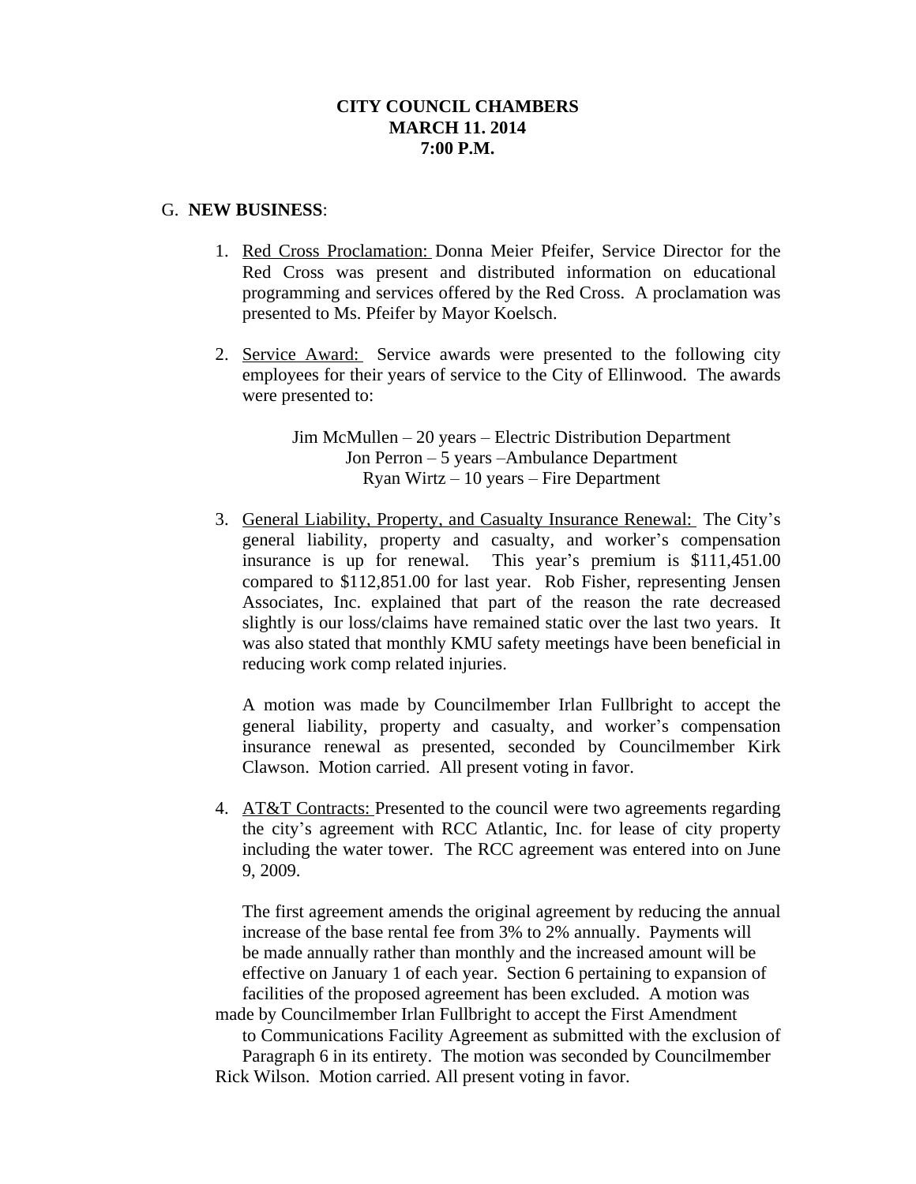**CITY COUNCIL CHAMBERS**
**MARCH 11. 2014**
**7:00 P.M.**

G. **NEW BUSINESS**:

1. Red Cross Proclamation: Donna Meier Pfeifer, Service Director for the Red Cross was present and distributed information on educational programming and services offered by the Red Cross. A proclamation was presented to Ms. Pfeifer by Mayor Koelsch.

2. Service Award: Service awards were presented to the following city employees for their years of service to the City of Ellinwood. The awards were presented to:

   Jim McMullen – 20 years – Electric Distribution Department
   Jon Perron – 5 years –Ambulance Department
   Ryan Wirtz – 10 years – Fire Department

3. General Liability, Property, and Casualty Insurance Renewal: The City's general liability, property and casualty, and worker's compensation insurance is up for renewal. This year's premium is $111,451.00 compared to $112,851.00 for last year. Rob Fisher, representing Jensen Associates, Inc. explained that part of the reason the rate decreased slightly is our loss/claims have remained static over the last two years. It was also stated that monthly KMU safety meetings have been beneficial in reducing work comp related injuries.

   A motion was made by Councilmember Irlan Fullbright to accept the general liability, property and casualty, and worker's compensation insurance renewal as presented, seconded by Councilmember Kirk Clawson. Motion carried. All present voting in favor.

4. AT&T Contracts: Presented to the council were two agreements regarding the city's agreement with RCC Atlantic, Inc. for lease of city property including the water tower. The RCC agreement was entered into on June 9, 2009.

   The first agreement amends the original agreement by reducing the annual increase of the base rental fee from 3% to 2% annually. Payments will be made annually rather than monthly and the increased amount will be effective on January 1 of each year. Section 6 pertaining to expansion of facilities of the proposed agreement has been excluded. A motion was made by Councilmember Irlan Fullbright to accept the First Amendment to Communications Facility Agreement as submitted with the exclusion of Paragraph 6 in its entirety. The motion was seconded by Councilmember Rick Wilson. Motion carried. All present voting in favor.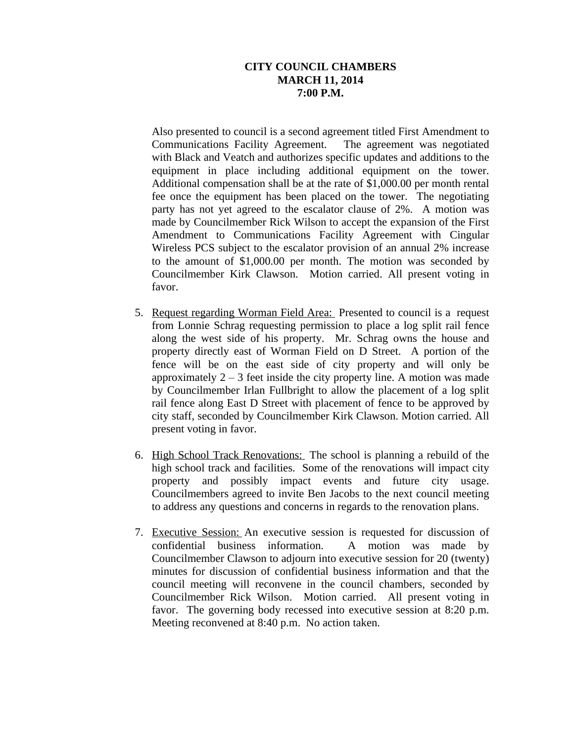**CITY COUNCIL CHAMBERS**
**MARCH 11, 2014**
**7:00 P.M.**

Also presented to council is a second agreement titled First Amendment to Communications Facility Agreement. The agreement was negotiated with Black and Veatch and authorizes specific updates and additions to the equipment in place including additional equipment on the tower. Additional compensation shall be at the rate of $1,000.00 per month rental fee once the equipment has been placed on the tower. The negotiating party has not yet agreed to the escalator clause of 2%. A motion was made by Councilmember Rick Wilson to accept the expansion of the First Amendment to Communications Facility Agreement with Cingular Wireless PCS subject to the escalator provision of an annual 2% increase to the amount of $1,000.00 per month. The motion was seconded by Councilmember Kirk Clawson. Motion carried. All present voting in favor.

5. <u>Request regarding Worman Field Area:</u> Presented to council is a request from Lonnie Schrag requesting permission to place a log split rail fence along the west side of his property. Mr. Schrag owns the house and property directly east of Worman Field on D Street. A portion of the fence will be on the east side of city property and will only be approximately 2 – 3 feet inside the city property line. A motion was made by Councilmember Irlan Fullbright to allow the placement of a log split rail fence along East D Street with placement of fence to be approved by city staff, seconded by Councilmember Kirk Clawson. Motion carried. All present voting in favor.

6. <u>High School Track Renovations:</u> The school is planning a rebuild of the high school track and facilities. Some of the renovations will impact city property and possibly impact events and future city usage. Councilmembers agreed to invite Ben Jacobs to the next council meeting to address any questions and concerns in regards to the renovation plans.

7. <u>Executive Session:</u> An executive session is requested for discussion of confidential business information. A motion was made by Councilmember Clawson to adjourn into executive session for 20 (twenty) minutes for discussion of confidential business information and that the council meeting will reconvene in the council chambers, seconded by Councilmember Rick Wilson. Motion carried. All present voting in favor. The governing body recessed into executive session at 8:20 p.m. Meeting reconvened at 8:40 p.m. No action taken.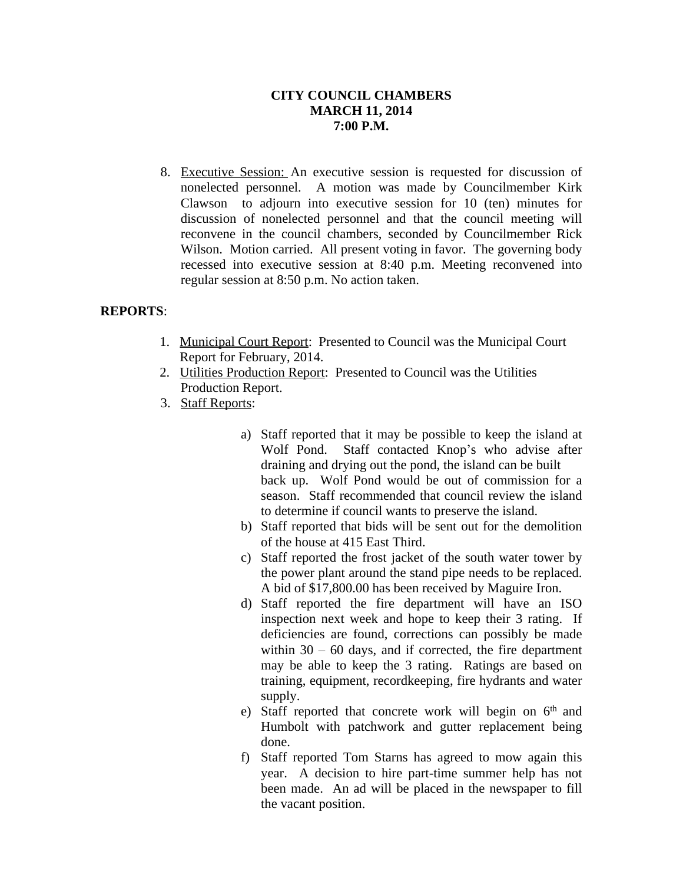**CITY COUNCIL CHAMBERS**
**MARCH 11, 2014**
**7:00 P.M.**

8. Executive Session: An executive session is requested for discussion of nonelected personnel. A motion was made by Councilmember Kirk Clawson to adjourn into executive session for 10 (ten) minutes for discussion of nonelected personnel and that the council meeting will reconvene in the council chambers, seconded by Councilmember Rick Wilson. Motion carried. All present voting in favor. The governing body recessed into executive session at 8:40 p.m. Meeting reconvened into regular session at 8:50 p.m. No action taken.

**REPORTS**:

1. Municipal Court Report: Presented to Council was the Municipal Court Report for February, 2014.
2. Utilities Production Report: Presented to Council was the Utilities Production Report.
3. Staff Reports:

   a) Staff reported that it may be possible to keep the island at Wolf Pond. Staff contacted Knop's who advise after draining and drying out the pond, the island can be built back up. Wolf Pond would be out of commission for a season. Staff recommended that council review the island to determine if council wants to preserve the island.
   b) Staff reported that bids will be sent out for the demolition of the house at 415 East Third.
   c) Staff reported the frost jacket of the south water tower by the power plant around the stand pipe needs to be replaced. A bid of $17,800.00 has been received by Maguire Iron.
   d) Staff reported the fire department will have an ISO inspection next week and hope to keep their 3 rating. If deficiencies are found, corrections can possibly be made within 30 – 60 days, and if corrected, the fire department may be able to keep the 3 rating. Ratings are based on training, equipment, recordkeeping, fire hydrants and water supply.
   e) Staff reported that concrete work will begin on 6th and Humbolt with patchwork and gutter replacement being done.
   f) Staff reported Tom Starns has agreed to mow again this year. A decision to hire part-time summer help has not been made. An ad will be placed in the newspaper to fill the vacant position.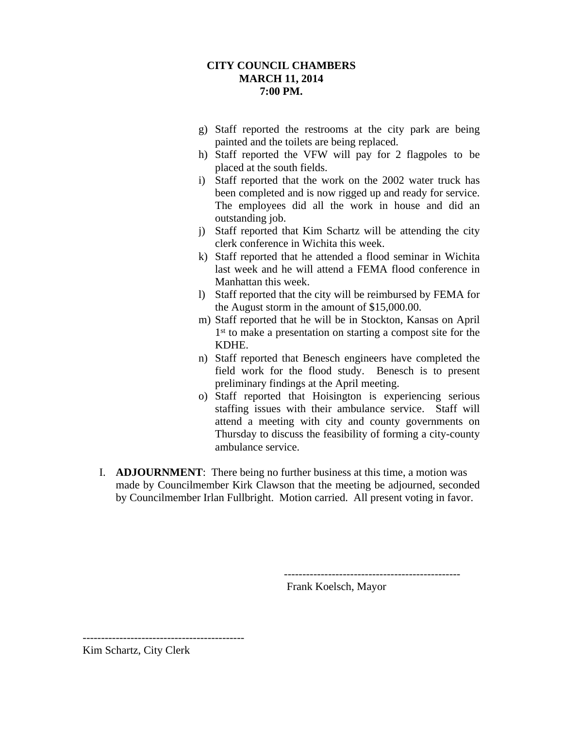**CITY COUNCIL CHAMBERS**
**MARCH 11, 2014**
**7:00 PM.**

g) Staff reported the restrooms at the city park are being painted and the toilets are being replaced.
h) Staff reported the VFW will pay for 2 flagpoles to be placed at the south fields.
i) Staff reported that the work on the 2002 water truck has been completed and is now rigged up and ready for service. The employees did all the work in house and did an outstanding job.
j) Staff reported that Kim Schartz will be attending the city clerk conference in Wichita this week.
k) Staff reported that he attended a flood seminar in Wichita last week and he will attend a FEMA flood conference in Manhattan this week.
l) Staff reported that the city will be reimbursed by FEMA for the August storm in the amount of $15,000.00.
m) Staff reported that he will be in Stockton, Kansas on April 1st to make a presentation on starting a compost site for the KDHE.
n) Staff reported that Benesch engineers have completed the field work for the flood study. Benesch is to present preliminary findings at the April meeting.
o) Staff reported that Hoisington is experiencing serious staffing issues with their ambulance service. Staff will attend a meeting with city and county governments on Thursday to discuss the feasibility of forming a city-county ambulance service.

I. **ADJOURNMENT**: There being no further business at this time, a motion was made by Councilmember Kirk Clawson that the meeting be adjourned, seconded by Councilmember Irlan Fullbright. Motion carried. All present voting in favor.

------------------------------------------------
Frank Koelsch, Mayor

--------------------------------------------
Kim Schartz, City Clerk